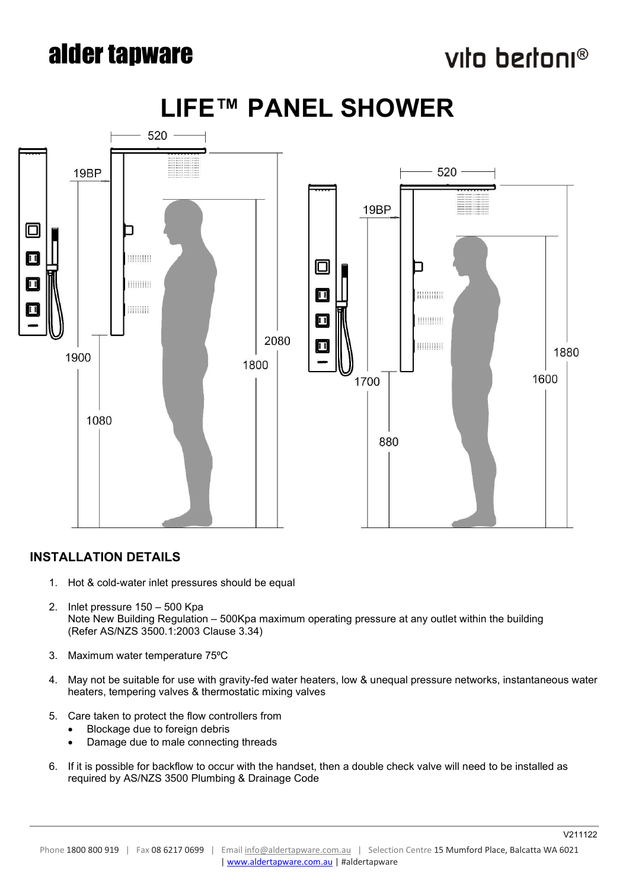alder tapware

vito bertoni®

# LIFE™ PANEL SHOWER

## INSTALLATION DETAILS

1. Hot & cold-water inlet pressures should be equal

2. Inlet pressure 150 – 500 Kpa
   Note New Building Regulation – 500Kpa maximum operating pressure at any outlet within the building
   (Refer AS/NZS 3500.1:2003 Clause 3.34)

3. Maximum water temperature 75ºC

4. May not be suitable for use with gravity-fed water heaters, low & unequal pressure networks, instantaneous water heaters, tempering valves & thermostatic mixing valves

5. Care taken to protect the flow controllers from
   - Blockage due to foreign debris
   - Damage due to male connecting threads

6. If it is possible for backflow to occur with the handset, then a double check valve will need to be installed as required by AS/NZS 3500 Plumbing & Drainage Code

V211122

Phone 1800 800 919 | Fax 08 6217 0699 | Email info@aldertapware.com.au | Selection Centre 15 Mumford Place, Balcatta WA 6021 | www.aldertapware.com.au | #aldertapware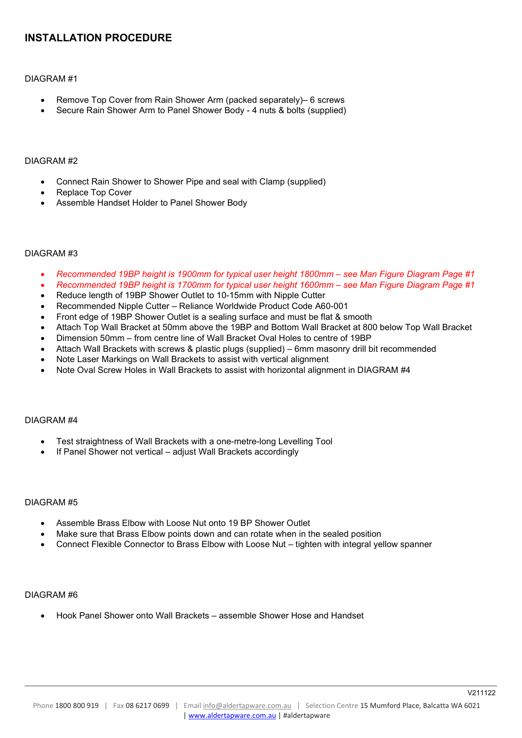# INSTALLATION PROCEDURE

DIAGRAM #1

- Remove Top Cover from Rain Shower Arm (packed separately)– 6 screws
- Secure Rain Shower Arm to Panel Shower Body - 4 nuts & bolts (supplied)

DIAGRAM #2

- Connect Rain Shower to Shower Pipe and seal with Clamp (supplied)
- Replace Top Cover
- Assemble Handset Holder to Panel Shower Body

DIAGRAM #3

- *Recommended 19BP height is 1900mm for typical user height 1800mm – see Man Figure Diagram Page #1*
- *Recommended 19BP height is 1700mm for typical user height 1600mm – see Man Figure Diagram Page #1*
- Reduce length of 19BP Shower Outlet to 10-15mm with Nipple Cutter
- Recommended Nipple Cutter – Reliance Worldwide Product Code A60-001
- Front edge of 19BP Shower Outlet is a sealing surface and must be flat & smooth
- Attach Top Wall Bracket at 50mm above the 19BP and Bottom Wall Bracket at 800 below Top Wall Bracket
- Dimension 50mm – from centre line of Wall Bracket Oval Holes to centre of 19BP
- Attach Wall Brackets with screws & plastic plugs (supplied) – 6mm masonry drill bit recommended
- Note Laser Markings on Wall Brackets to assist with vertical alignment
- Note Oval Screw Holes in Wall Brackets to assist with horizontal alignment in DIAGRAM #4

DIAGRAM #4

- Test straightness of Wall Brackets with a one-metre-long Levelling Tool
- If Panel Shower not vertical – adjust Wall Brackets accordingly

DIAGRAM #5

- Assemble Brass Elbow with Loose Nut onto 19 BP Shower Outlet
- Make sure that Brass Elbow points down and can rotate when in the sealed position
- Connect Flexible Connector to Brass Elbow with Loose Nut – tighten with integral yellow spanner

DIAGRAM #6

- Hook Panel Shower onto Wall Brackets – assemble Shower Hose and Handset

V211122

Phone 1800 800 919 | Fax 08 6217 0699 | Email info@aldertapware.com.au | Selection Centre 15 Mumford Place, Balcatta WA 6021 | www.aldertapware.com.au | #aldertapware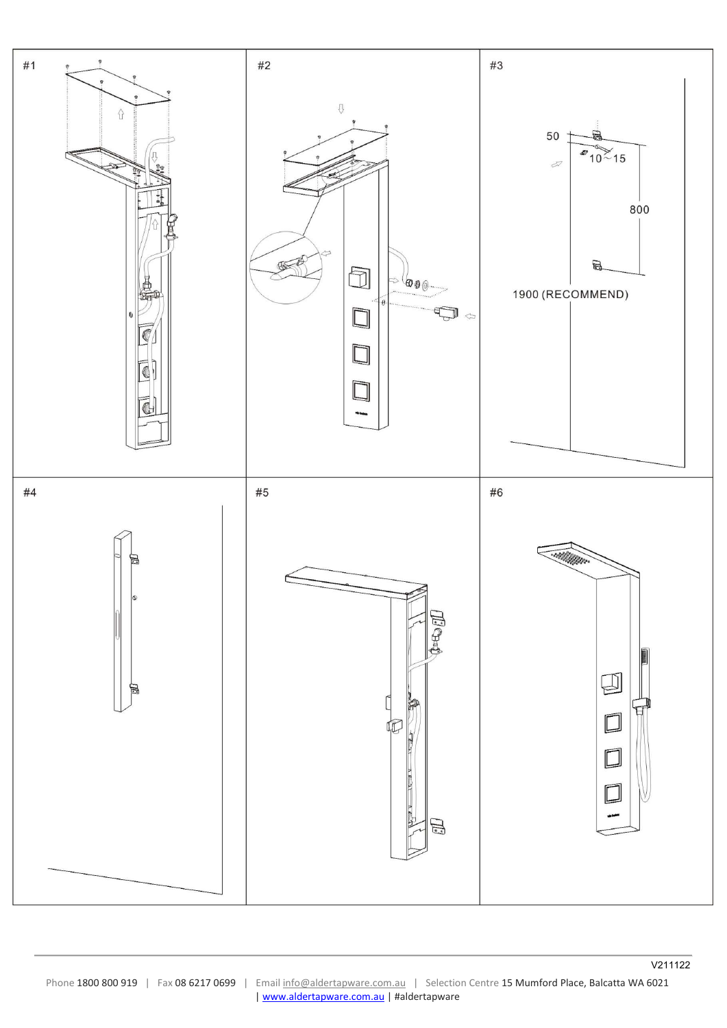#1

#2

#3

50

10~15

800

1900 (RECOMMEND)

#4

#5

#6

V211122

Phone 1800 800 919 | Fax 08 6217 0699 | Email info@aldertapware.com.au | Selection Centre 15 Mumford Place, Balcatta WA 6021 | www.aldertapware.com.au | #aldertapware